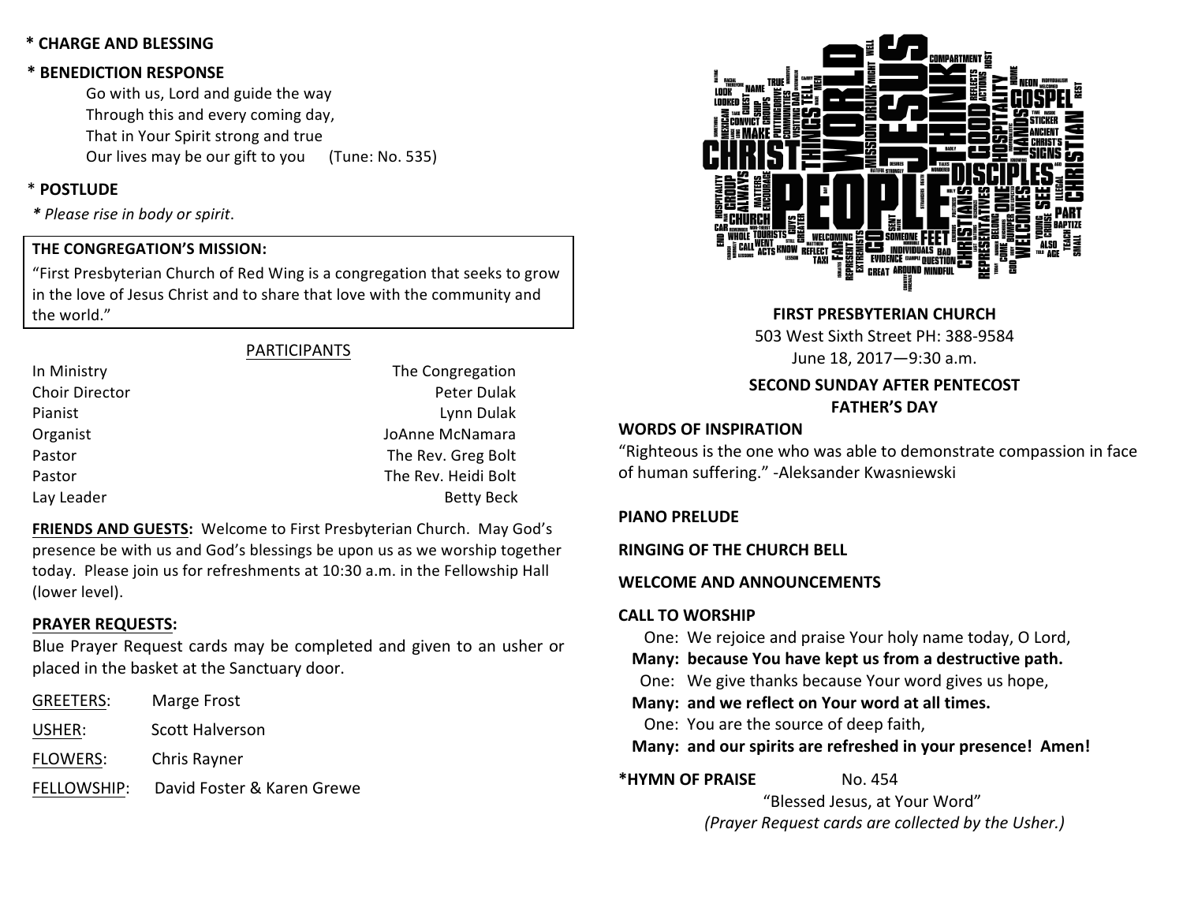**\* CHARGE AND BLESSING**

**\* BENEDICTION RESPONSE**

Go with us, Lord and guide the way
Through this and every coming day,
That in Your Spirit strong and true
Our lives may be our gift to you (Tune: No. 535)

\* **POSTLUDE**

***\** *Please rise in body or spirit*.

**THE CONGREGATION'S MISSION:**

"First Presbyterian Church of Red Wing is a congregation that seeks to grow in the love of Jesus Christ and to share that love with the community and the world."

PARTICIPANTS

| | |
|---|---|
| In Ministry | The Congregation |
| Choir Director | Peter Dulak |
| Pianist | Lynn Dulak |
| Organist | JoAnne McNamara |
| Pastor | The Rev. Greg Bolt |
| Pastor | The Rev. Heidi Bolt |
| Lay Leader | Betty Beck |

**FRIENDS AND GUESTS:** Welcome to First Presbyterian Church. May God's presence be with us and God's blessings be upon us as we worship together today. Please join us for refreshments at 10:30 a.m. in the Fellowship Hall (lower level).

**PRAYER REQUESTS:**
Blue Prayer Request cards may be completed and given to an usher or placed in the basket at the Sanctuary door.

GREETERS: Marge Frost

USHER: Scott Halverson

FLOWERS: Chris Rayner

FELLOWSHIP: David Foster & Karen Grewe

**FIRST PRESBYTERIAN CHURCH**
503 West Sixth Street PH: 388-9584
June 18, 2017—9:30 a.m.

**SECOND SUNDAY AFTER PENTECOST**
**FATHER'S DAY**

**WORDS OF INSPIRATION**
"Righteous is the one who was able to demonstrate compassion in face of human suffering." -Aleksander Kwasniewski

**PIANO PRELUDE**

**RINGING OF THE CHURCH BELL**

**WELCOME AND ANNOUNCEMENTS**

**CALL TO WORSHIP**

One: We rejoice and praise Your holy name today, O Lord,
**Many: because You have kept us from a destructive path.**
One: We give thanks because Your word gives us hope,
**Many: and we reflect on Your word at all times.**
One: You are the source of deep faith,
**Many: and our spirits are refreshed in your presence! Amen!**

**\*HYMN OF PRAISE** No. 454
"Blessed Jesus, at Your Word"
*(Prayer Request cards are collected by the Usher.)*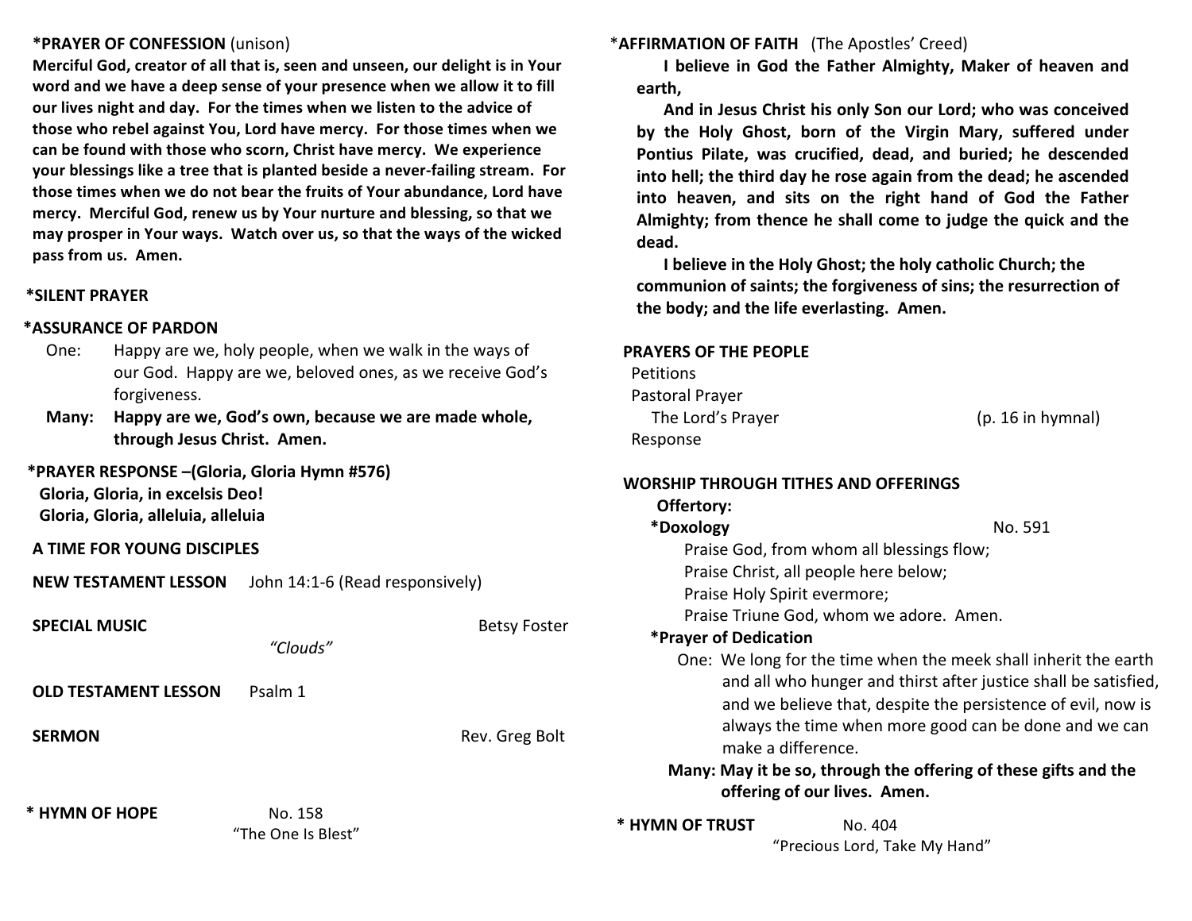**\*PRAYER OF CONFESSION** (unison)

**Merciful God, creator of all that is, seen and unseen, our delight is in Your word and we have a deep sense of your presence when we allow it to fill our lives night and day. For the times when we listen to the advice of those who rebel against You, Lord have mercy. For those times when we can be found with those who scorn, Christ have mercy. We experience your blessings like a tree that is planted beside a never-failing stream. For those times when we do not bear the fruits of Your abundance, Lord have mercy. Merciful God, renew us by Your nurture and blessing, so that we may prosper in Your ways. Watch over us, so that the ways of the wicked pass from us. Amen.**

**\*SILENT PRAYER**

**\*ASSURANCE OF PARDON**

One: Happy are we, holy people, when we walk in the ways of our God. Happy are we, beloved ones, as we receive God's forgiveness.

**Many: Happy are we, God's own, because we are made whole, through Jesus Christ. Amen.**

**\*PRAYER RESPONSE –(Gloria, Gloria Hymn #576)**

**Gloria, Gloria, in excelsis Deo!**
**Gloria, Gloria, alleluia, alleluia**

**A TIME FOR YOUNG DISCIPLES**

**NEW TESTAMENT LESSON** John 14:1-6 (Read responsively)

**SPECIAL MUSIC** Betsy Foster

*"Clouds"*

**OLD TESTAMENT LESSON** Psalm 1

**SERMON** Rev. Greg Bolt

**\* HYMN OF HOPE** No. 158
"The One Is Blest"

\***AFFIRMATION OF FAITH** (The Apostles' Creed)

**I believe in God the Father Almighty, Maker of heaven and earth,**

**And in Jesus Christ his only Son our Lord; who was conceived by the Holy Ghost, born of the Virgin Mary, suffered under Pontius Pilate, was crucified, dead, and buried; he descended into hell; the third day he rose again from the dead; he ascended into heaven, and sits on the right hand of God the Father Almighty; from thence he shall come to judge the quick and the dead.**

**I believe in the Holy Ghost; the holy catholic Church; the communion of saints; the forgiveness of sins; the resurrection of the body; and the life everlasting. Amen.**

**PRAYERS OF THE PEOPLE**

Petitions
Pastoral Prayer
The Lord's Prayer (p. 16 in hymnal)
Response

**WORSHIP THROUGH TITHES AND OFFERINGS**

**Offertory:**

**\*Doxology** No. 591

Praise God, from whom all blessings flow;
Praise Christ, all people here below;
Praise Holy Spirit evermore;
Praise Triune God, whom we adore. Amen.

**\*Prayer of Dedication**

One: We long for the time when the meek shall inherit the earth and all who hunger and thirst after justice shall be satisfied, and we believe that, despite the persistence of evil, now is always the time when more good can be done and we can make a difference.

**Many: May it be so, through the offering of these gifts and the offering of our lives. Amen.**

**\* HYMN OF TRUST** No. 404
"Precious Lord, Take My Hand"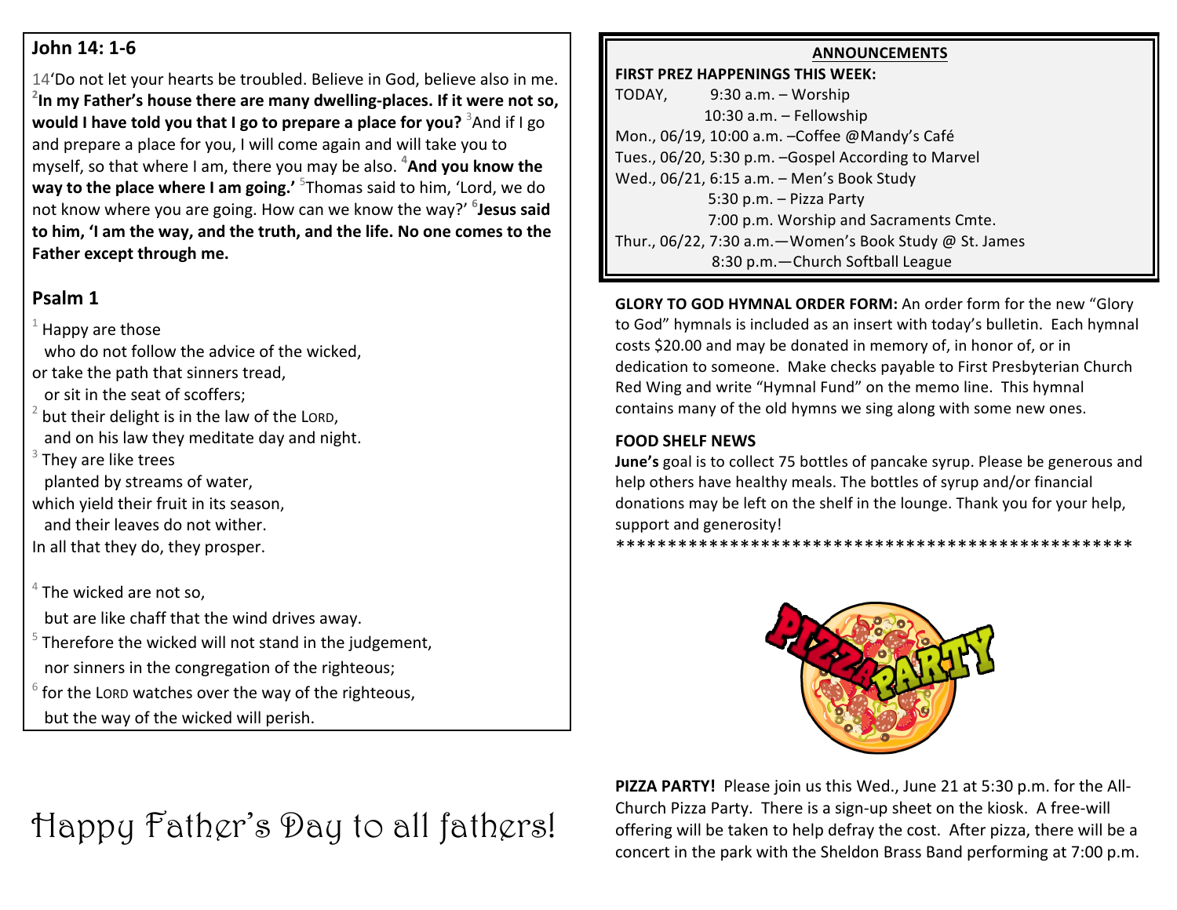## John 14: 1-6

14'Do not let your hearts be troubled. Believe in God, believe also in me. [2]**In my Father's house there are many dwelling-places. If it were not so, would I have told you that I go to prepare a place for you?** [3]And if I go and prepare a place for you, I will come again and will take you to myself, so that where I am, there you may be also. [4]**And you know the way to the place where I am going.'** [5]Thomas said to him, 'Lord, we do not know where you are going. How can we know the way?' [6]**Jesus said to him, 'I am the way, and the truth, and the life. No one comes to the Father except through me.**

## Psalm 1

[1] Happy are those
  who do not follow the advice of the wicked,
or take the path that sinners tread,
  or sit in the seat of scoffers;
[2] but their delight is in the law of the LORD,
  and on his law they meditate day and night.
[3] They are like trees
  planted by streams of water,
which yield their fruit in its season,
  and their leaves do not wither.
In all that they do, they prosper.

[4] The wicked are not so,
  but are like chaff that the wind drives away.
[5] Therefore the wicked will not stand in the judgement,
  nor sinners in the congregation of the righteous;
[6] for the LORD watches over the way of the righteous,
  but the way of the wicked will perish.

Happy Father's Day to all fathers!

## ANNOUNCEMENTS

**FIRST PREZ HAPPENINGS THIS WEEK:**

TODAY, 9:30 a.m. – Worship
10:30 a.m. – Fellowship
Mon., 06/19, 10:00 a.m. –Coffee @Mandy's Café
Tues., 06/20, 5:30 p.m. –Gospel According to Marvel
Wed., 06/21, 6:15 a.m. – Men's Book Study
5:30 p.m. – Pizza Party
7:00 p.m. Worship and Sacraments Cmte.
Thur., 06/22, 7:30 a.m.—Women's Book Study @ St. James
8:30 p.m.—Church Softball League

**GLORY TO GOD HYMNAL ORDER FORM:** An order form for the new "Glory to God" hymnals is included as an insert with today's bulletin. Each hymnal costs $20.00 and may be donated in memory of, in honor of, or in dedication to someone. Make checks payable to First Presbyterian Church Red Wing and write "Hymnal Fund" on the memo line. This hymnal contains many of the old hymns we sing along with some new ones.

**FOOD SHELF NEWS**

**June's** goal is to collect 75 bottles of pancake syrup. Please be generous and help others have healthy meals. The bottles of syrup and/or financial donations may be left on the shelf in the lounge. Thank you for your help, support and generosity!

*************************************************

**PIZZA PARTY!** Please join us this Wed., June 21 at 5:30 p.m. for the All-Church Pizza Party. There is a sign-up sheet on the kiosk. A free-will offering will be taken to help defray the cost. After pizza, there will be a concert in the park with the Sheldon Brass Band performing at 7:00 p.m.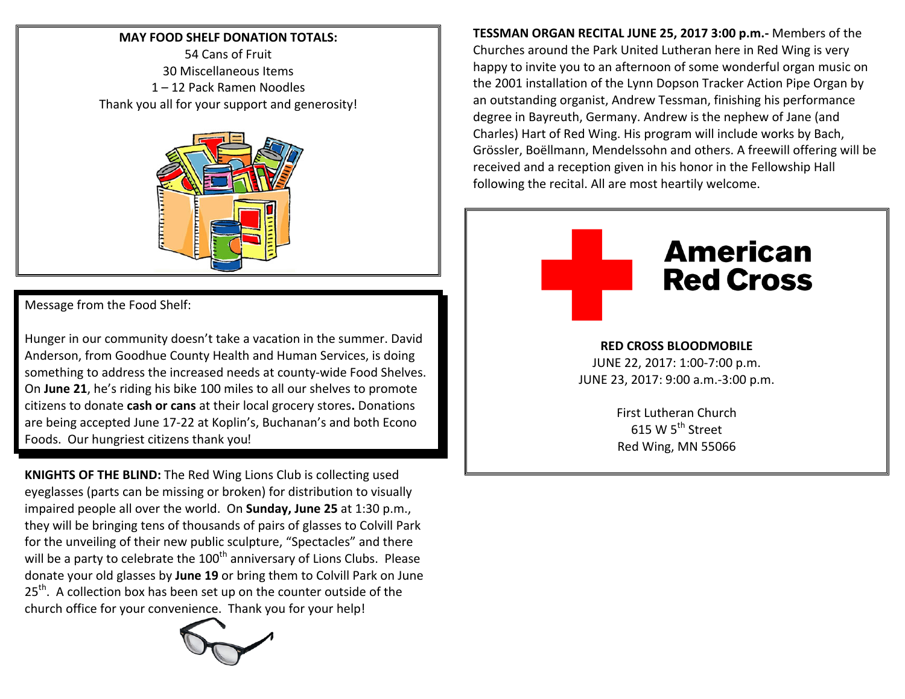**MAY FOOD SHELF DONATION TOTALS:**

54 Cans of Fruit
30 Miscellaneous Items
1 – 12 Pack Ramen Noodles
Thank you all for your support and generosity!

Message from the Food Shelf:

Hunger in our community doesn't take a vacation in the summer. David Anderson, from Goodhue County Health and Human Services, is doing something to address the increased needs at county-wide Food Shelves. On **June 21**, he's riding his bike 100 miles to all our shelves to promote citizens to donate **cash or cans** at their local grocery stores**.** Donations are being accepted June 17-22 at Koplin's, Buchanan's and both Econo Foods. Our hungriest citizens thank you!

**KNIGHTS OF THE BLIND:** The Red Wing Lions Club is collecting used eyeglasses (parts can be missing or broken) for distribution to visually impaired people all over the world. On **Sunday, June 25** at 1:30 p.m., they will be bringing tens of thousands of pairs of glasses to Colvill Park for the unveiling of their new public sculpture, "Spectacles" and there will be a party to celebrate the 100th anniversary of Lions Clubs. Please donate your old glasses by **June 19** or bring them to Colvill Park on June 25th. A collection box has been set up on the counter outside of the church office for your convenience. Thank you for your help!

**TESSMAN ORGAN RECITAL JUNE 25, 2017 3:00 p.m.-** Members of the Churches around the Park United Lutheran here in Red Wing is very happy to invite you to an afternoon of some wonderful organ music on the 2001 installation of the Lynn Dopson Tracker Action Pipe Organ by an outstanding organist, Andrew Tessman, finishing his performance degree in Bayreuth, Germany. Andrew is the nephew of Jane (and Charles) Hart of Red Wing. His program will include works by Bach, Grössler, Boëllmann, Mendelssohn and others. A freewill offering will be received and a reception given in his honor in the Fellowship Hall following the recital. All are most heartily welcome.

American Red Cross

**RED CROSS BLOODMOBILE**

JUNE 22, 2017: 1:00-7:00 p.m.
JUNE 23, 2017: 9:00 a.m.-3:00 p.m.

First Lutheran Church
615 W 5th Street
Red Wing, MN 55066